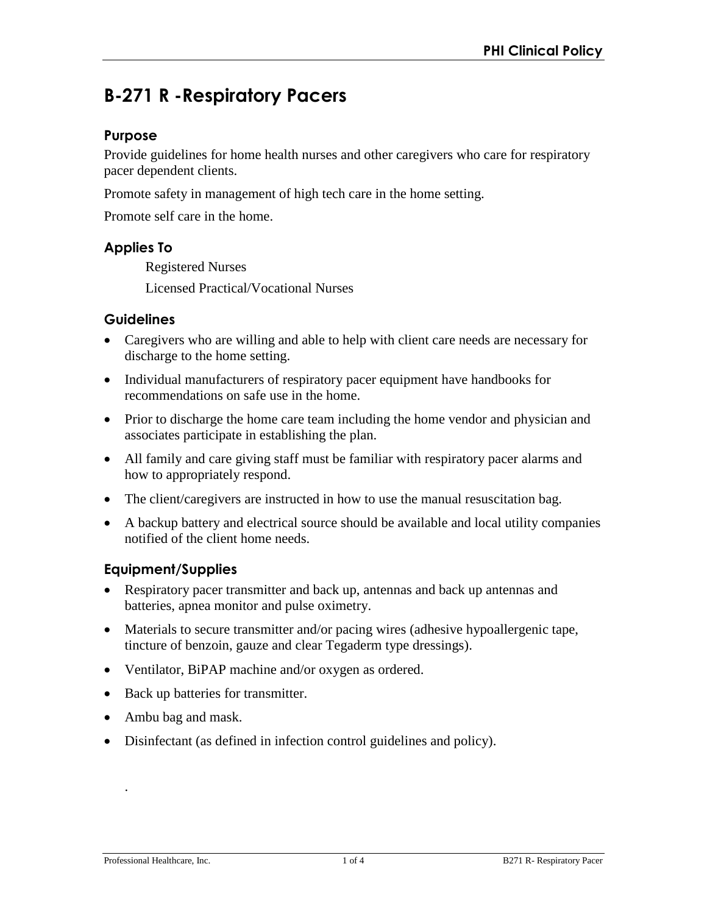# B-271 R -Respiratory Pacers

## Purpose

Provide guidelines for home health nurses and other caregivers who care for respiratory pacer dependent clients.

Promote safety in management of high tech care in the home setting.

Promote self care in the home.

## Applies To

Registered Nurses

Licensed Practical/Vocational Nurses

## Guidelines

- Caregivers who are willing and able to help with client care needs are necessary for discharge to the home setting.
- Individual manufacturers of respiratory pacer equipment have handbooks for recommendations on safe use in the home.
- Prior to discharge the home care team including the home vendor and physician and associates participate in establishing the plan.
- All family and care giving staff must be familiar with respiratory pacer alarms and how to appropriately respond.
- The client/caregivers are instructed in how to use the manual resuscitation bag.
- A backup battery and electrical source should be available and local utility companies notified of the client home needs.

## Equipment/Supplies

- Respiratory pacer transmitter and back up, antennas and back up antennas and batteries, apnea monitor and pulse oximetry.
- Materials to secure transmitter and/or pacing wires (adhesive hypoallergenic tape, tincture of benzoin, gauze and clear Tegaderm type dressings).
- Ventilator, BiPAP machine and/or oxygen as ordered.
- Back up batteries for transmitter.
- Ambu bag and mask.
- Disinfectant (as defined in infection control guidelines and policy).

.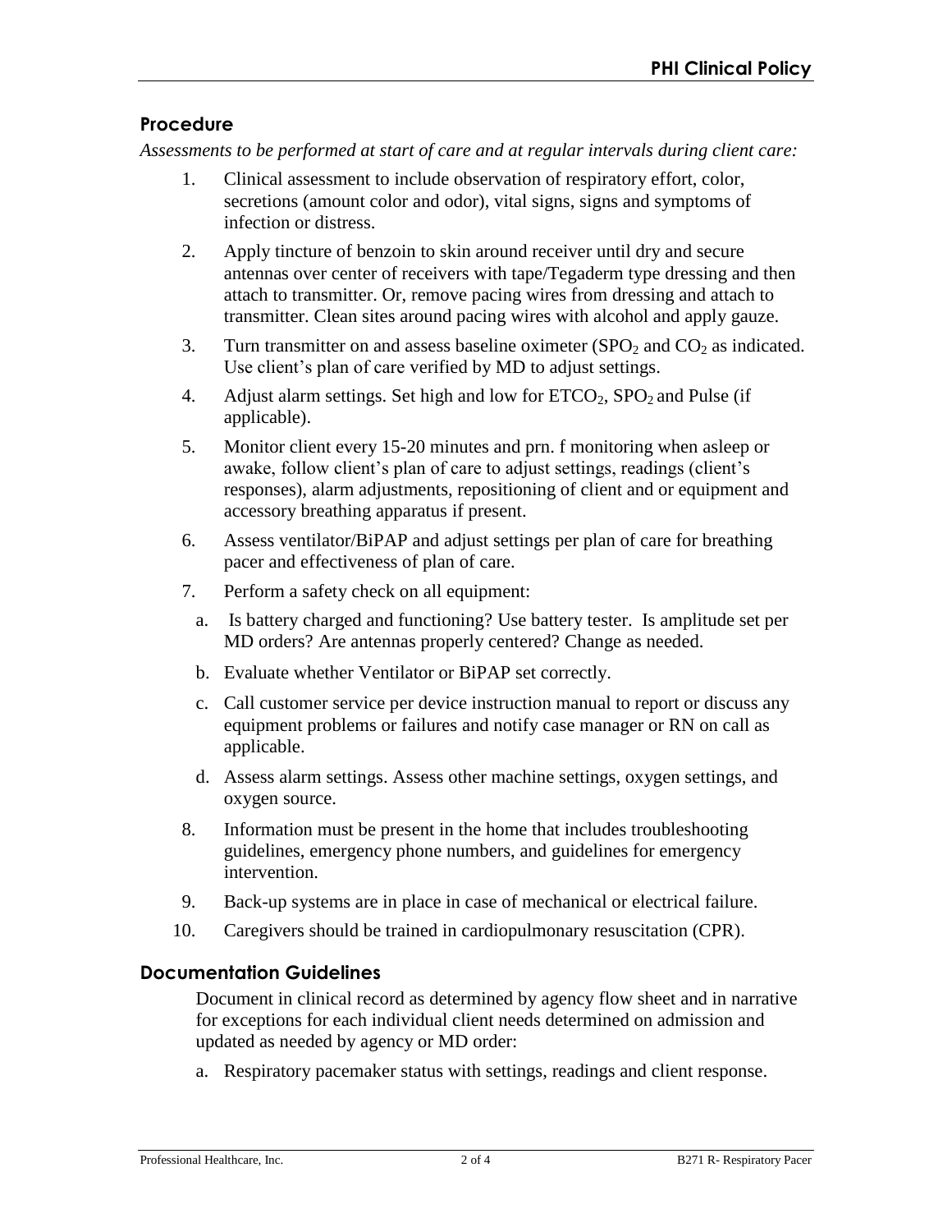## Procedure

*Assessments to be performed at start of care and at regular intervals during client care:*

1. Clinical assessment to include observation of respiratory effort, color, secretions (amount color and odor), vital signs, signs and symptoms of infection or distress.
2. Apply tincture of benzoin to skin around receiver until dry and secure antennas over center of receivers with tape/Tegaderm type dressing and then attach to transmitter. Or, remove pacing wires from dressing and attach to transmitter. Clean sites around pacing wires with alcohol and apply gauze.
3. Turn transmitter on and assess baseline oximeter ($SPO_2$ and $CO_2$ as indicated. Use client's plan of care verified by MD to adjust settings.
4. Adjust alarm settings. Set high and low for $ETCO_2$, $SPO_2$ and Pulse (if applicable).
5. Monitor client every 15-20 minutes and prn. f monitoring when asleep or awake, follow client's plan of care to adjust settings, readings (client's responses), alarm adjustments, repositioning of client and or equipment and accessory breathing apparatus if present.
6. Assess ventilator/BiPAP and adjust settings per plan of care for breathing pacer and effectiveness of plan of care.
7. Perform a safety check on all equipment:
   a. Is battery charged and functioning? Use battery tester. Is amplitude set per MD orders? Are antennas properly centered? Change as needed.
   b. Evaluate whether Ventilator or BiPAP set correctly.
   c. Call customer service per device instruction manual to report or discuss any equipment problems or failures and notify case manager or RN on call as applicable.
   d. Assess alarm settings. Assess other machine settings, oxygen settings, and oxygen source.
8. Information must be present in the home that includes troubleshooting guidelines, emergency phone numbers, and guidelines for emergency intervention.
9. Back-up systems are in place in case of mechanical or electrical failure.
10. Caregivers should be trained in cardiopulmonary resuscitation (CPR).

## Documentation Guidelines

Document in clinical record as determined by agency flow sheet and in narrative for exceptions for each individual client needs determined on admission and updated as needed by agency or MD order:

a. Respiratory pacemaker status with settings, readings and client response.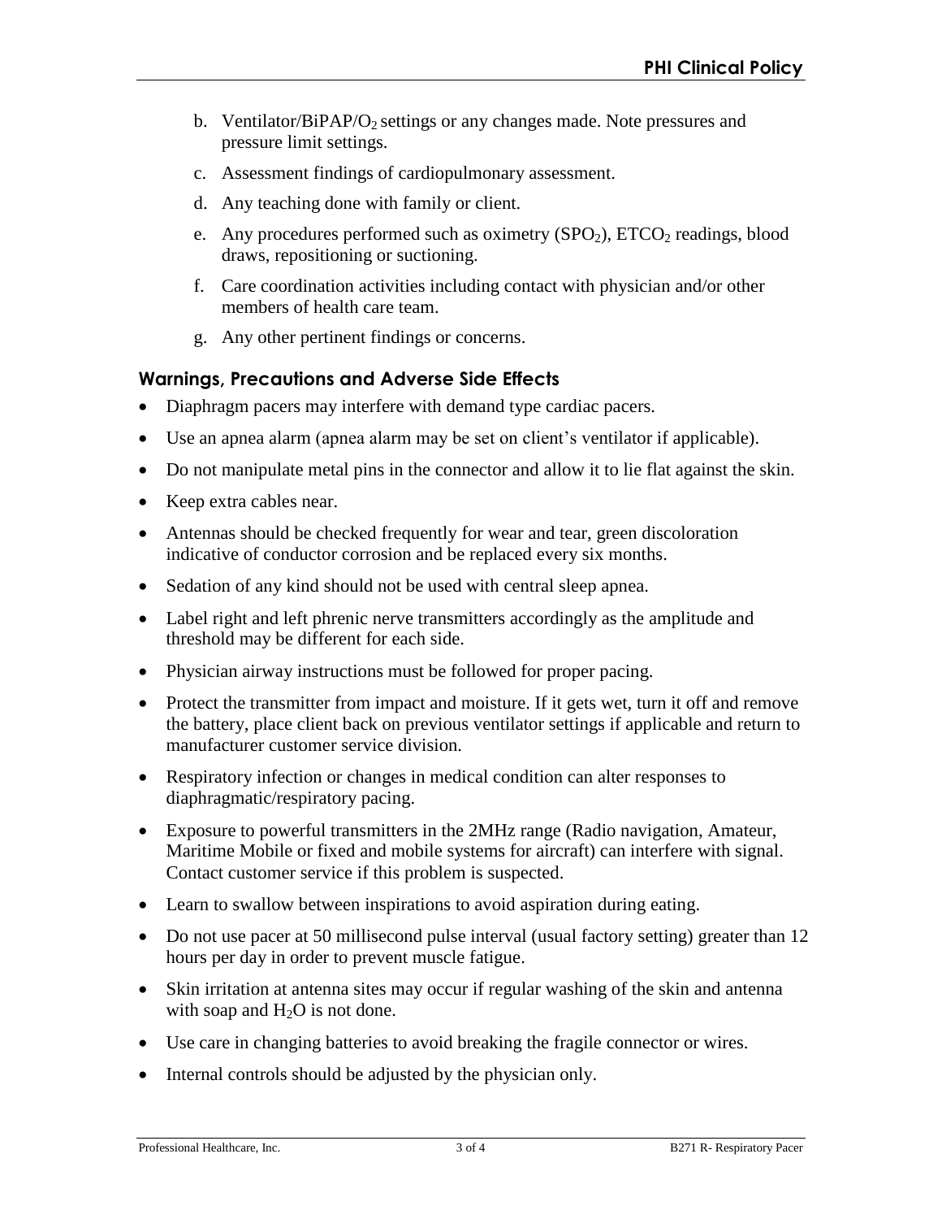b. Ventilator/BiPAP/$O_2$ settings or any changes made. Note pressures and pressure limit settings.
c. Assessment findings of cardiopulmonary assessment.
d. Any teaching done with family or client.
e. Any procedures performed such as oximetry ($SPO_2$), $ETCO_2$ readings, blood draws, repositioning or suctioning.
f. Care coordination activities including contact with physician and/or other members of health care team.
g. Any other pertinent findings or concerns.

### Warnings, Precautions and Adverse Side Effects

- Diaphragm pacers may interfere with demand type cardiac pacers.
- Use an apnea alarm (apnea alarm may be set on client's ventilator if applicable).
- Do not manipulate metal pins in the connector and allow it to lie flat against the skin.
- Keep extra cables near.
- Antennas should be checked frequently for wear and tear, green discoloration indicative of conductor corrosion and be replaced every six months.
- Sedation of any kind should not be used with central sleep apnea.
- Label right and left phrenic nerve transmitters accordingly as the amplitude and threshold may be different for each side.
- Physician airway instructions must be followed for proper pacing.
- Protect the transmitter from impact and moisture. If it gets wet, turn it off and remove the battery, place client back on previous ventilator settings if applicable and return to manufacturer customer service division.
- Respiratory infection or changes in medical condition can alter responses to diaphragmatic/respiratory pacing.
- Exposure to powerful transmitters in the 2MHz range (Radio navigation, Amateur, Maritime Mobile or fixed and mobile systems for aircraft) can interfere with signal. Contact customer service if this problem is suspected.
- Learn to swallow between inspirations to avoid aspiration during eating.
- Do not use pacer at 50 millisecond pulse interval (usual factory setting) greater than 12 hours per day in order to prevent muscle fatigue.
- Skin irritation at antenna sites may occur if regular washing of the skin and antenna with soap and $H_2O$ is not done.
- Use care in changing batteries to avoid breaking the fragile connector or wires.
- Internal controls should be adjusted by the physician only.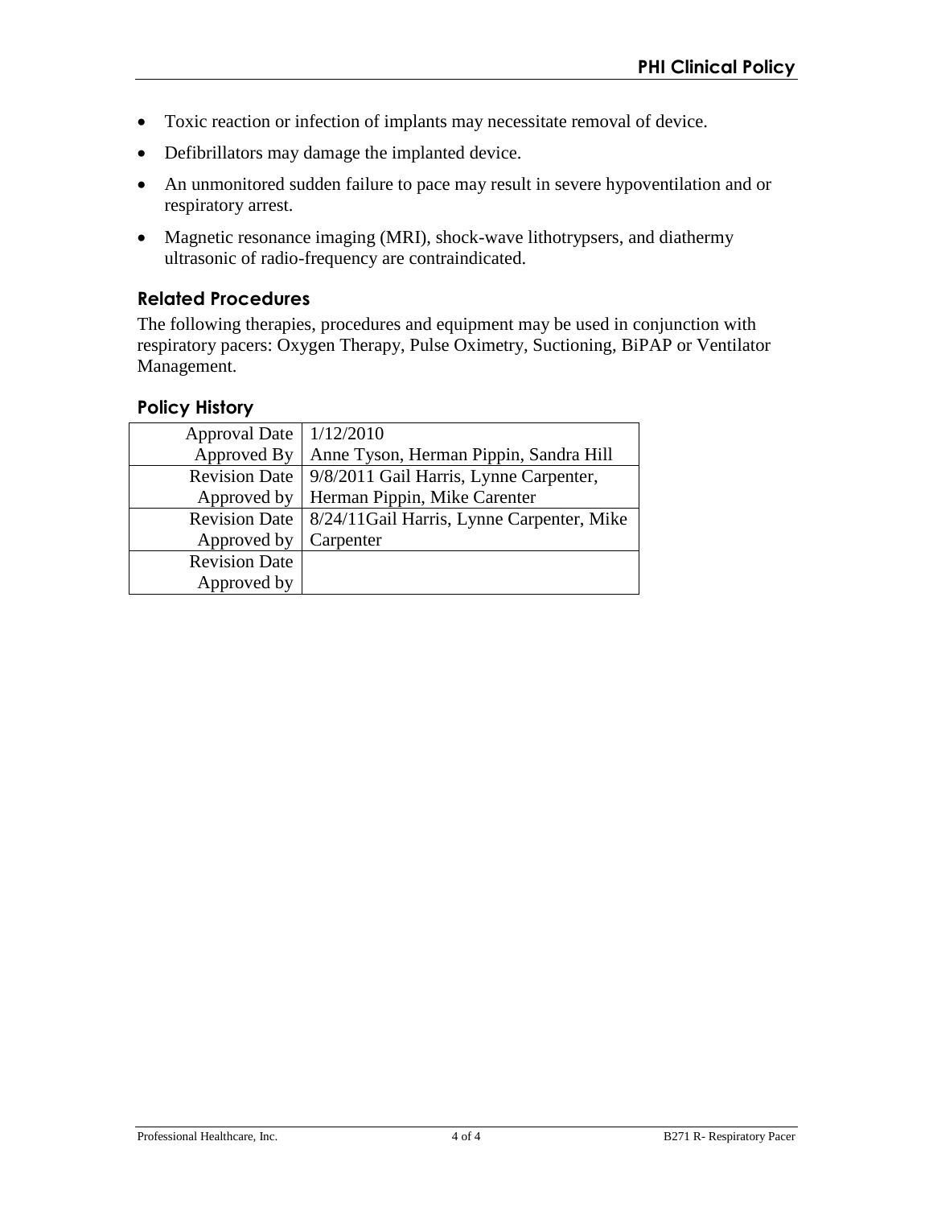- Toxic reaction or infection of implants may necessitate removal of device.
- Defibrillators may damage the implanted device.
- An unmonitored sudden failure to pace may result in severe hypoventilation and or respiratory arrest.
- Magnetic resonance imaging (MRI), shock-wave lithotrypsers, and diathermy ultrasonic of radio-frequency are contraindicated.

## Related Procedures

The following therapies, procedures and equipment may be used in conjunction with respiratory pacers: Oxygen Therapy, Pulse Oximetry, Suctioning, BiPAP or Ventilator Management.

## Policy History

| | |
|---|---|
| Approval Date | 1/12/2010 |
| Approved By | Anne Tyson, Herman Pippin, Sandra Hill |
| Revision Date | 9/8/2011 Gail Harris, Lynne Carpenter, |
| Approved by | Herman Pippin, Mike Carenter |
| Revision Date | 8/24/11Gail Harris, Lynne Carpenter, Mike |
| Approved by | Carpenter |
| Revision Date | |
| Approved by | |